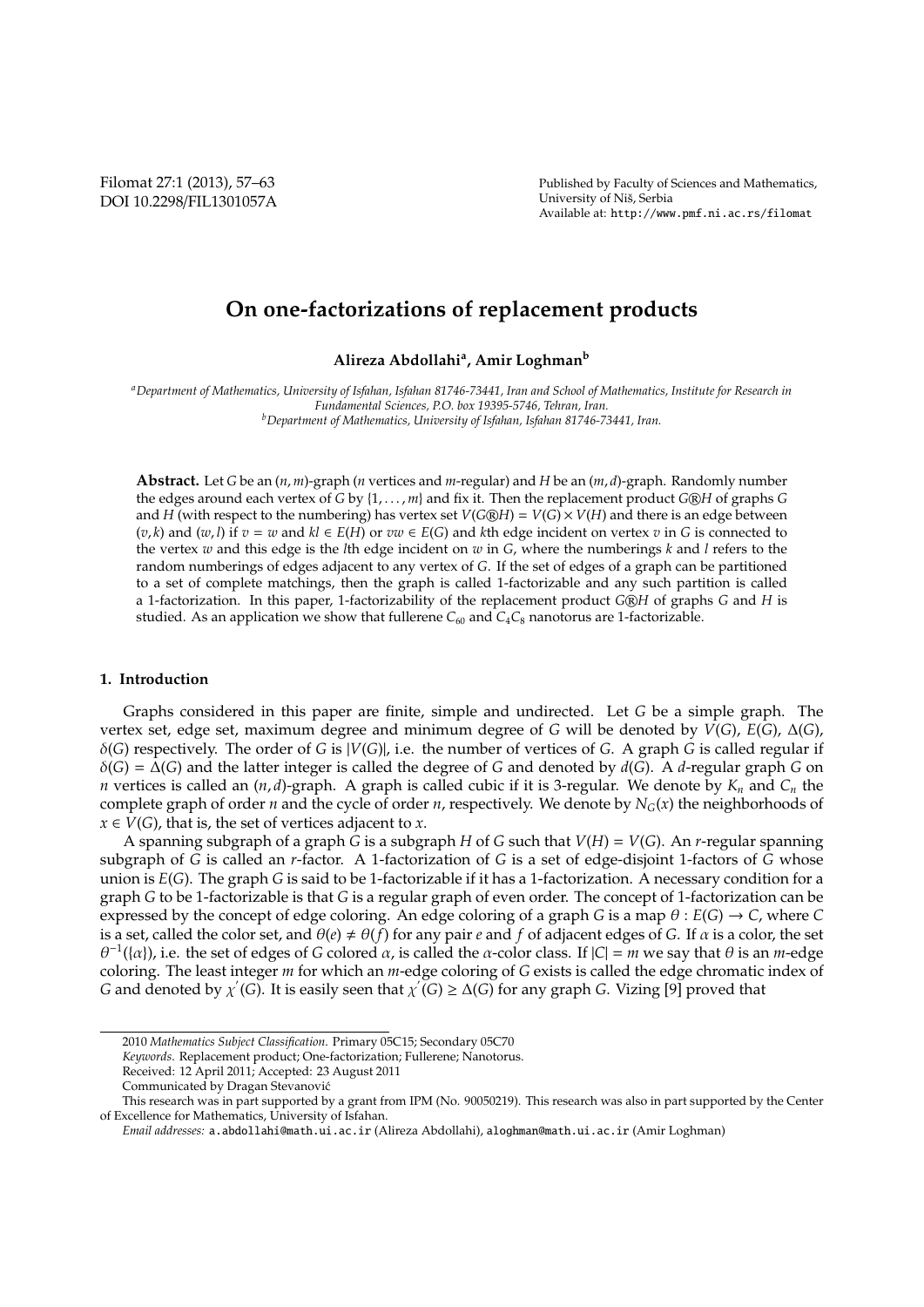# On one-factorizations of replacement products

**Alireza Abdollahi[a], Amir Loghman[b]**

[a]*Department of Mathematics, University of Isfahan, Isfahan 81746-73441, Iran and School of Mathematics, Institute for Research in Fundamental Sciences, P.O. box 19395-5746, Tehran, Iran.*
[b]*Department of Mathematics, University of Isfahan, Isfahan 81746-73441, Iran.*

**Abstract.** Let $G$ be an $(n, m)$-graph ($n$ vertices and $m$-regular) and $H$ be an $(m, d)$-graph. Randomly number the edges around each vertex of $G$ by $\{1, \ldots, m\}$ and fix it. Then the replacement product $G Ⓡ H$ of graphs $G$ and $H$ (with respect to the numbering) has vertex set $V(G Ⓡ H) = V(G) \times V(H)$ and there is an edge between $(v, k)$ and $(w, l)$ if $v = w$ and $kl \in E(H)$ or $vw \in E(G)$ and $k$th edge incident on vertex $v$ in $G$ is connected to the vertex $w$ and this edge is the $l$th edge incident on $w$ in $G$, where the numberings $k$ and $l$ refers to the random numberings of edges adjacent to any vertex of $G$. If the set of edges of a graph can be partitioned to a set of complete matchings, then the graph is called 1-factorizable and any such partition is called a 1-factorization. In this paper, 1-factorizability of the replacement product $G Ⓡ H$ of graphs $G$ and $H$ is studied. As an application we show that fullerene $C_{60}$ and $C_4C_8$ nanotorus are 1-factorizable.

## 1. Introduction

Graphs considered in this paper are finite, simple and undirected. Let $G$ be a simple graph. The vertex set, edge set, maximum degree and minimum degree of $G$ will be denoted by $V(G)$, $E(G)$, $\Delta(G)$, $\delta(G)$ respectively. The order of $G$ is $|V(G)|$, i.e. the number of vertices of $G$. A graph $G$ is called regular if $\delta(G) = \Delta(G)$ and the latter integer is called the degree of $G$ and denoted by $d(G)$. A $d$-regular graph $G$ on $n$ vertices is called an $(n, d)$-graph. A graph is called cubic if it is 3-regular. We denote by $K_n$ and $C_n$ the complete graph of order $n$ and the cycle of order $n$, respectively. We denote by $N_G(x)$ the neighborhoods of $x \in V(G)$, that is, the set of vertices adjacent to $x$.

A spanning subgraph of a graph $G$ is a subgraph $H$ of $G$ such that $V(H) = V(G)$. An $r$-regular spanning subgraph of $G$ is called an $r$-factor. A 1-factorization of $G$ is a set of edge-disjoint 1-factors of $G$ whose union is $E(G)$. The graph $G$ is said to be 1-factorizable if it has a 1-factorization. A necessary condition for a graph $G$ to be 1-factorizable is that $G$ is a regular graph of even order. The concept of 1-factorization can be expressed by the concept of edge coloring. An edge coloring of a graph $G$ is a map $\theta : E(G) \to C$, where $C$ is a set, called the color set, and $\theta(e) \neq \theta(f)$ for any pair $e$ and $f$ of adjacent edges of $G$. If $\alpha$ is a color, the set $\theta^{-1}(\{\alpha\})$, i.e. the set of edges of $G$ colored $\alpha$, is called the $\alpha$-color class. If $|C| = m$ we say that $\theta$ is an $m$-edge coloring. The least integer $m$ for which an $m$-edge coloring of $G$ exists is called the edge chromatic index of $G$ and denoted by $\chi'(G)$. It is easily seen that $\chi'(G) \geq \Delta(G)$ for any graph $G$. Vizing [9] proved that

2010 *Mathematics Subject Classification*. Primary 05C15; Secondary 05C70

*Keywords*. Replacement product; One-factorization; Fullerene; Nanotorus.

Received: 12 April 2011; Accepted: 23 August 2011

Communicated by Dragan Stevanović

This research was in part supported by a grant from IPM (No. 90050219). This research was also in part supported by the Center of Excellence for Mathematics, University of Isfahan.

*Email addresses:* a.abdollahi@math.ui.ac.ir (Alireza Abdollahi), aloghman@math.ui.ac.ir (Amir Loghman)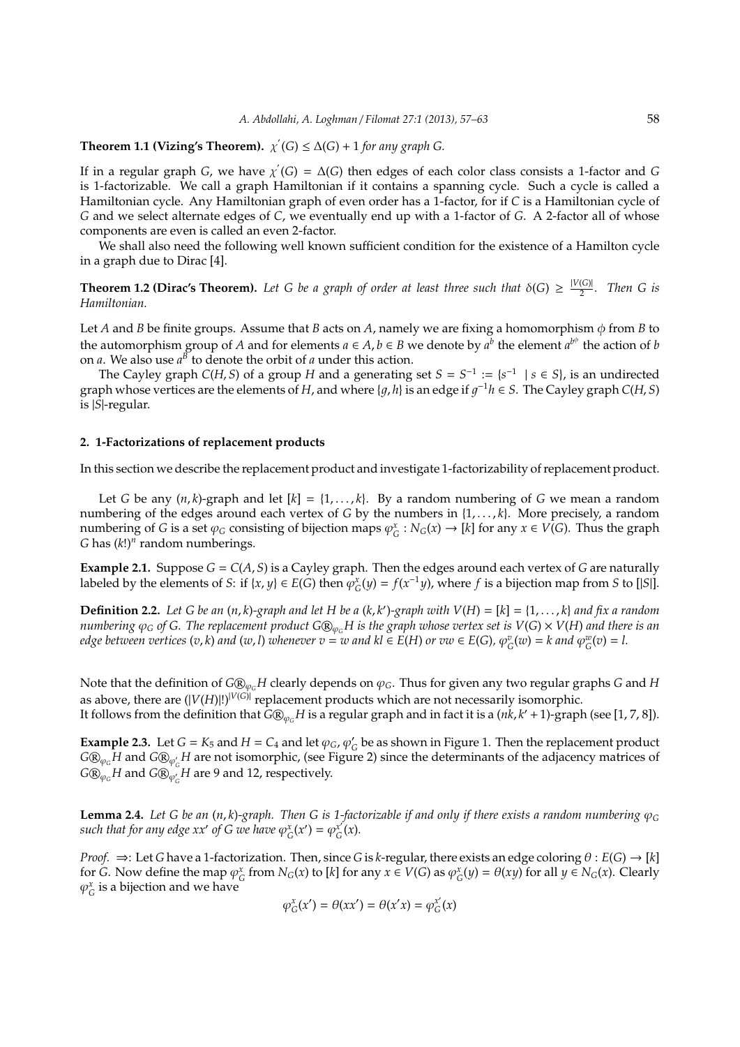**Theorem 1.1 (Vizing's Theorem).** *$\chi^{'}(G) \leq \Delta(G) + 1$ for any graph $G$.*

If in a regular graph $G$, we have $\chi^{'}(G) = \Delta(G)$ then edges of each color class consists a 1-factor and $G$ is 1-factorizable. We call a graph Hamiltonian if it contains a spanning cycle. Such a cycle is called a Hamiltonian cycle. Any Hamiltonian graph of even order has a 1-factor, for if $C$ is a Hamiltonian cycle of $G$ and we select alternate edges of $C$, we eventually end up with a 1-factor of $G$. A 2-factor all of whose components are even is called an even 2-factor.

We shall also need the following well known sufficient condition for the existence of a Hamilton cycle in a graph due to Dirac [4].

**Theorem 1.2 (Dirac's Theorem).** *Let $G$ be a graph of order at least three such that $\delta(G) \geq \frac{|V(G)|}{2}$. Then $G$ is Hamiltonian.*

Let $A$ and $B$ be finite groups. Assume that $B$ acts on $A$, namely we are fixing a homomorphism $\phi$ from $B$ to the automorphism group of $A$ and for elements $a \in A, b \in B$ we denote by $a^b$ the element $a^{b^\phi}$ the action of $b$ on $a$. We also use $a^B$ to denote the orbit of $a$ under this action.

The Cayley graph $C(H, S)$ of a group $H$ and a generating set $S = S^{-1} := \{s^{-1} \mid s \in S\}$, is an undirected graph whose vertices are the elements of $H$, and where $\{g, h\}$ is an edge if $g^{-1}h \in S$. The Cayley graph $C(H, S)$ is $|S|$-regular.

## 2. 1-Factorizations of replacement products

In this section we describe the replacement product and investigate 1-factorizability of replacement product.

Let $G$ be any $(n, k)$-graph and let $[k] = \{1, \ldots, k\}$. By a random numbering of $G$ we mean a random numbering of the edges around each vertex of $G$ by the numbers in $\{1, \ldots, k\}$. More precisely, a random numbering of $G$ is a set $\varphi_G$ consisting of bijection maps $\varphi_G^x : N_G(x) \to [k]$ for any $x \in V(G)$. Thus the graph $G$ has $(k!)^n$ random numberings.

**Example 2.1.** Suppose $G = C(A, S)$ is a Cayley graph. Then the edges around each vertex of $G$ are naturally labeled by the elements of $S$: if $\{x, y\} \in E(G)$ then $\varphi_G^x(y) = f(x^{-1}y)$, where $f$ is a bijection map from $S$ to $[|S|]$.

**Definition 2.2.** *Let $G$ be an $(n, k)$-graph and let $H$ be a $(k, k')$-graph with $V(H) = [k] = \{1, \ldots, k\}$ and fix a random numbering $\varphi_G$ of $G$. The replacement product $G Ⓡ_{\varphi_G} H$ is the graph whose vertex set is $V(G) \times V(H)$ and there is an edge between vertices $(v, k)$ and $(w, l)$ whenever $v = w$ and $kl \in E(H)$ or $vw \in E(G)$, $\varphi_G^v(w) = k$ and $\varphi_G^w(v) = l$.*

Note that the definition of $G Ⓡ_{\varphi_G} H$ clearly depends on $\varphi_G$. Thus for given any two regular graphs $G$ and $H$ as above, there are $(|V(H)|!)^{|V(G)|}$ replacement products which are not necessarily isomorphic.
It follows from the definition that $G Ⓡ_{\varphi_G} H$ is a regular graph and in fact it is a $(nk, k' + 1)$-graph (see [1, 7, 8]).

**Example 2.3.** Let $G = K_5$ and $H = C_4$ and let $\varphi_G, \varphi'_G$ be as shown in Figure 1. Then the replacement product $G Ⓡ_{\varphi_G} H$ and $G Ⓡ_{\varphi'_G} H$ are not isomorphic, (see Figure 2) since the determinants of the adjacency matrices of $G Ⓡ_{\varphi_G} H$ and $G Ⓡ_{\varphi'_G} H$ are 9 and 12, respectively.

**Lemma 2.4.** *Let $G$ be an $(n, k)$-graph. Then $G$ is 1-factorizable if and only if there exists a random numbering $\varphi_G$ such that for any edge $xx'$ of $G$ we have $\varphi_G^x(x') = \varphi_G^{x'}(x)$.*

*Proof.* $\Rightarrow$: Let $G$ have a 1-factorization. Then, since $G$ is $k$-regular, there exists an edge coloring $\theta : E(G) \to [k]$ for $G$. Now define the map $\varphi_G^x$ from $N_G(x)$ to $[k]$ for any $x \in V(G)$ as $\varphi_G^x(y) = \theta(xy)$ for all $y \in N_G(x)$. Clearly $\varphi_G^x$ is a bijection and we have

$$\varphi_G^x(x') = \theta(xx') = \theta(x'x) = \varphi_G^{x'}(x)$$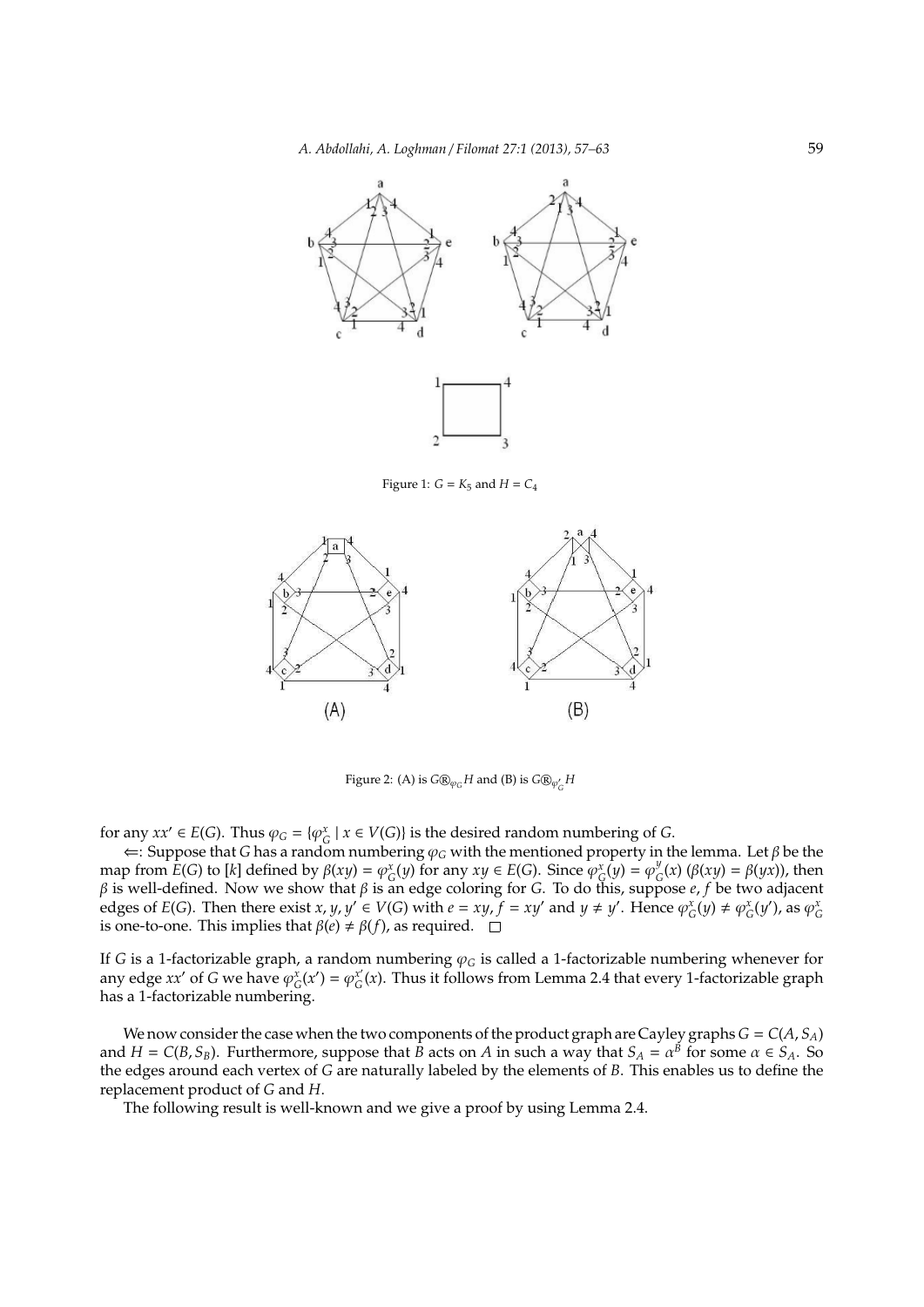Figure 1: $G = K_5$ and $H = C_4$

Figure 2: (A) is $G \circledR_{\varphi_G} H$ and (B) is $G \circledR_{\varphi'_G} H$

for any $xx' \in E(G)$. Thus $\varphi_G = \{\varphi_G^x \mid x \in V(G)\}$ is the desired random numbering of $G$.

$\Leftarrow$: Suppose that $G$ has a random numbering $\varphi_G$ with the mentioned property in the lemma. Let $\beta$ be the map from $E(G)$ to $[k]$ defined by $\beta(xy) = \varphi_G^x(y)$ for any $xy \in E(G)$. Since $\varphi_G^x(y) = \varphi_G^y(x)$ ($\beta(xy) = \beta(yx)$), then $\beta$ is well-defined. Now we show that $\beta$ is an edge coloring for $G$. To do this, suppose $e, f$ be two adjacent edges of $E(G)$. Then there exist $x, y, y' \in V(G)$ with $e = xy$, $f = xy'$ and $y \neq y'$. Hence $\varphi_G^x(y) \neq \varphi_G^x(y')$, as $\varphi_G^x$ is one-to-one. This implies that $\beta(e) \neq \beta(f)$, as required. $\square$

If $G$ is a 1-factorizable graph, a random numbering $\varphi_G$ is called a 1-factorizable numbering whenever for any edge $xx'$ of $G$ we have $\varphi_G^x(x') = \varphi_G^{x'}(x)$. Thus it follows from Lemma 2.4 that every 1-factorizable graph has a 1-factorizable numbering.

We now consider the case when the two components of the product graph are Cayley graphs $G = C(A, S_A)$ and $H = C(B, S_B)$. Furthermore, suppose that $B$ acts on $A$ in such a way that $S_A = \alpha^B$ for some $\alpha \in S_A$. So the edges around each vertex of $G$ are naturally labeled by the elements of $B$. This enables us to define the replacement product of $G$ and $H$.

The following result is well-known and we give a proof by using Lemma 2.4.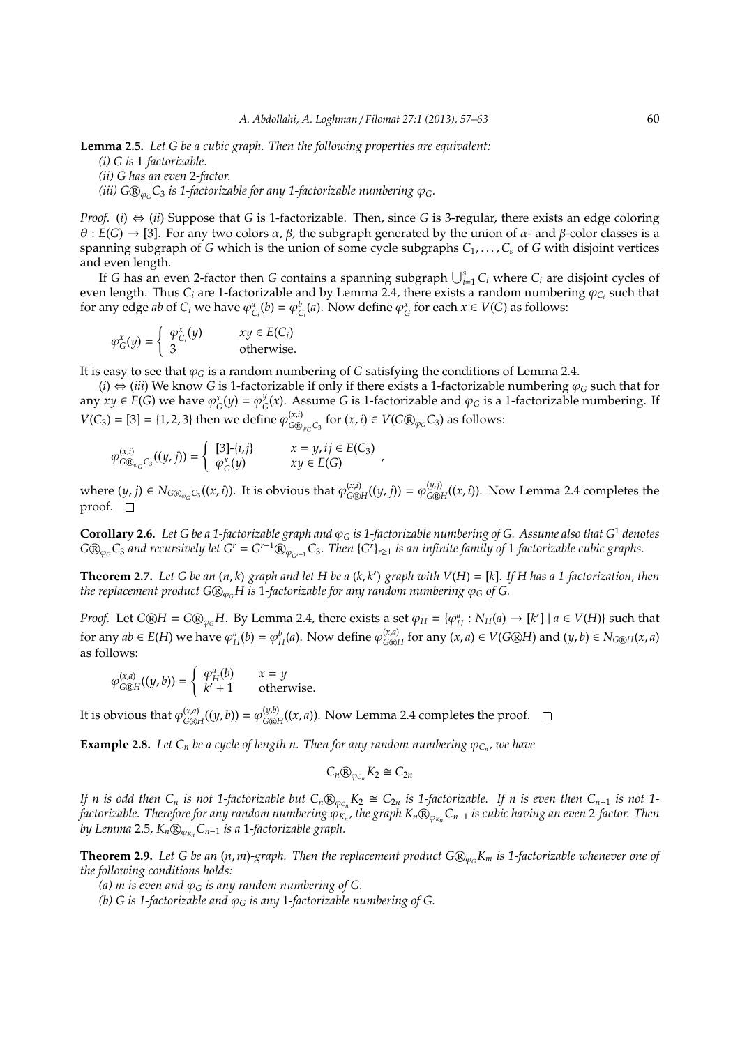**Lemma 2.5.** *Let $G$ be a cubic graph. Then the following properties are equivalent:*

*(i) $G$ is 1-factorizable.*

*(ii) $G$ has an even 2-factor.*

*(iii) $G \circledR_{\varphi_G} C_3$ is 1-factorizable for any 1-factorizable numbering $\varphi_G$.*

*Proof.* $(i) \Leftrightarrow (ii)$ Suppose that $G$ is 1-factorizable. Then, since $G$ is 3-regular, there exists an edge coloring $\theta : E(G) \to [3]$. For any two colors $\alpha$, $\beta$, the subgraph generated by the union of $\alpha$- and $\beta$-color classes is a spanning subgraph of $G$ which is the union of some cycle subgraphs $C_1, \ldots, C_s$ of $G$ with disjoint vertices and even length.

If $G$ has an even 2-factor then $G$ contains a spanning subgraph $\bigcup_{i=1}^{s} C_i$ where $C_i$ are disjoint cycles of even length. Thus $C_i$ are 1-factorizable and by Lemma 2.4, there exists a random numbering $\varphi_{C_i}$ such that for any edge $ab$ of $C_i$ we have $\varphi_{C_i}^{a}(b) = \varphi_{C_i}^{b}(a)$. Now define $\varphi_G^x$ for each $x \in V(G)$ as follows:

$$\varphi_G^x(y) = \begin{cases} \varphi_{C_i}^x(y) & xy \in E(C_i) \\ 3 & \text{otherwise.} \end{cases}$$

It is easy to see that $\varphi_G$ is a random numbering of $G$ satisfying the conditions of Lemma 2.4.

$(i) \Leftrightarrow (iii)$ We know $G$ is 1-factorizable if only if there exists a 1-factorizable numbering $\varphi_G$ such that for any $xy \in E(G)$ we have $\varphi_G^x(y) = \varphi_G^y(x)$. Assume $G$ is 1-factorizable and $\varphi_G$ is a 1-factorizable numbering. If $V(C_3) = [3] = \{1, 2, 3\}$ then we define $\varphi_{G \circledR_{\varphi_G} C_3}^{(x,i)}$ for $(x, i) \in V(G \circledR_{\varphi_G} C_3)$ as follows:

$$\varphi_{G \circledR_{\varphi_G} C_3}^{(x,i)}((y, j)) = \begin{cases} [3]\text{-}\{i, j\} & x = y, ij \in E(C_3) \\ \varphi_G^x(y) & xy \in E(G) \end{cases},$$

where $(y, j) \in N_{G \circledR_{\varphi_G} C_3}((x, i))$. It is obvious that $\varphi_{G \circledR H}^{(x,i)}((y, j)) = \varphi_{G \circledR H}^{(y,j)}((x, i))$. Now Lemma 2.4 completes the proof. $\square$

**Corollary 2.6.** *Let $G$ be a 1-factorizable graph and $\varphi_G$ is 1-factorizable numbering of $G$. Assume also that $G^1$ denotes $G \circledR_{\varphi_G} C_3$ and recursively let $G^r = G^{r-1} \circledR_{\varphi_{G^{r-1}}} C_3$. Then $\{G^r\}_{r \geq 1}$ is an infinite family of 1-factorizable cubic graphs.*

**Theorem 2.7.** *Let $G$ be an $(n, k)$-graph and let $H$ be a $(k, k')$-graph with $V(H) = [k]$. If $H$ has a 1-factorization, then the replacement product $G \circledR_{\varphi_G} H$ is 1-factorizable for any random numbering $\varphi_G$ of $G$.*

*Proof.* Let $G \circledR H = G \circledR_{\varphi_G} H$. By Lemma 2.4, there exists a set $\varphi_H = \{\varphi_H^a : N_H(a) \to [k'] \mid a \in V(H)\}$ such that for any $ab \in E(H)$ we have $\varphi_H^a(b) = \varphi_H^b(a)$. Now define $\varphi_{G \circledR H}^{(x,a)}$ for any $(x, a) \in V(G \circledR H)$ and $(y, b) \in N_{G \circledR H}(x, a)$ as follows:

$$\varphi_{G \circledR H}^{(x,a)}((y, b)) = \begin{cases} \varphi_H^a(b) & x = y \\ k' + 1 & \text{otherwise.} \end{cases}$$

It is obvious that $\varphi_{G \circledR H}^{(x,a)}((y, b)) = \varphi_{G \circledR H}^{(y,b)}((x, a))$. Now Lemma 2.4 completes the proof. $\square$

**Example 2.8.** *Let $C_n$ be a cycle of length $n$. Then for any random numbering $\varphi_{C_n}$, we have*

$$C_n \circledR_{\varphi_{C_n}} K_2 \cong C_{2n}$$

*If $n$ is odd then $C_n$ is not 1-factorizable but $C_n \circledR_{\varphi_{C_n}} K_2 \cong C_{2n}$ is 1-factorizable. If $n$ is even then $C_{n-1}$ is not 1-factorizable. Therefore for any random numbering $\varphi_{K_n}$, the graph $K_n \circledR_{\varphi_{K_n}} C_{n-1}$ is cubic having an even 2-factor. Then by Lemma 2.5, $K_n \circledR_{\varphi_{K_n}} C_{n-1}$ is a 1-factorizable graph.*

**Theorem 2.9.** *Let $G$ be an $(n, m)$-graph. Then the replacement product $G \circledR_{\varphi_G} K_m$ is 1-factorizable whenever one of the following conditions holds:*

*(a) $m$ is even and $\varphi_G$ is any random numbering of $G$.*

*(b) $G$ is 1-factorizable and $\varphi_G$ is any 1-factorizable numbering of $G$.*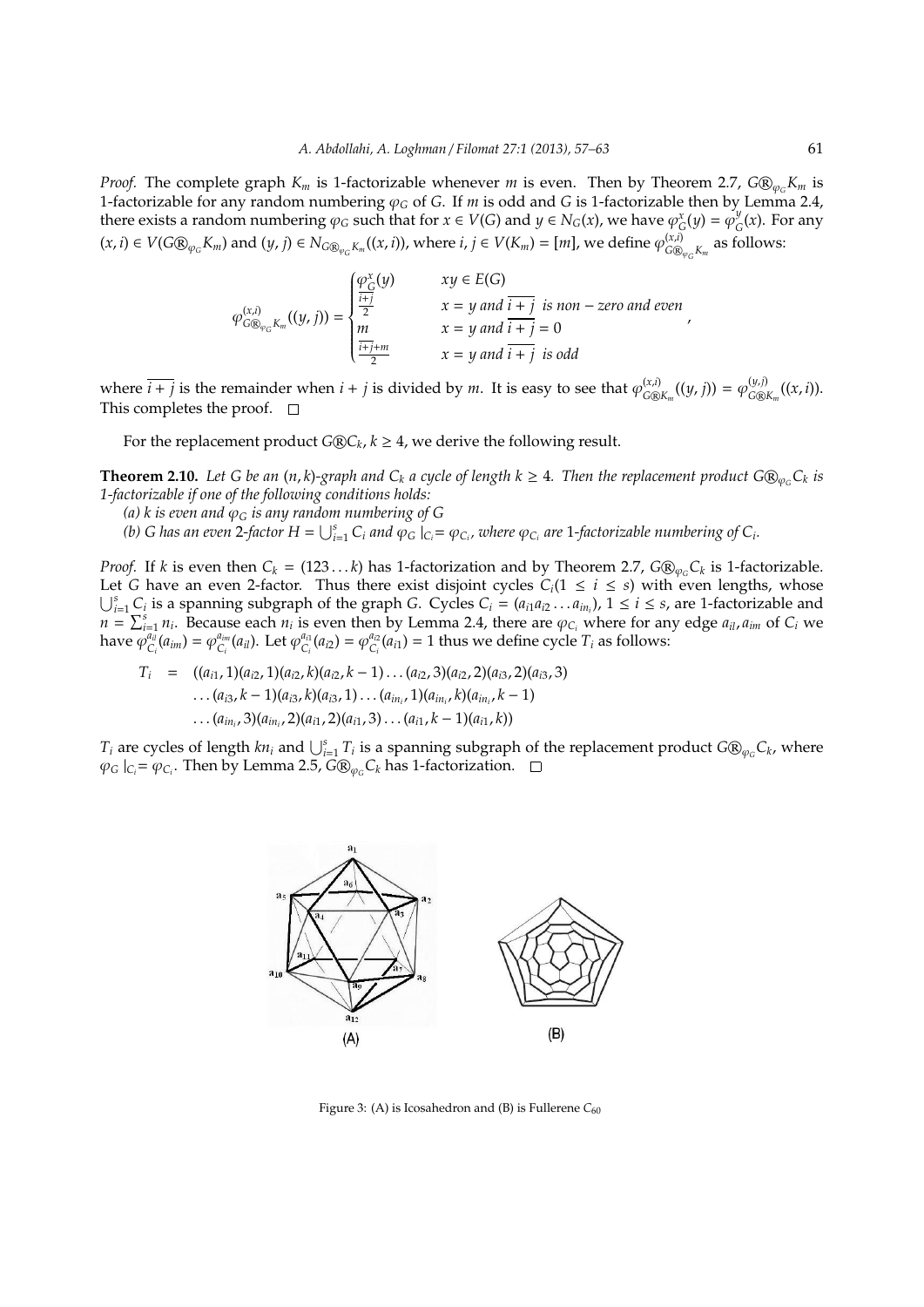*Proof.* The complete graph $K_m$ is 1-factorizable whenever $m$ is even. Then by Theorem 2.7, $G\circledR_{\varphi_G}K_m$ is 1-factorizable for any random numbering $\varphi_G$ of $G$. If $m$ is odd and $G$ is 1-factorizable then by Lemma 2.4, there exists a random numbering $\varphi_G$ such that for $x \in V(G)$ and $y \in N_G(x)$, we have $\varphi_G^x(y) = \varphi_G^y(x)$. For any $(x, i) \in V(G\circledR_{\varphi_G}K_m)$ and $(y, j) \in N_{G\circledR_{\varphi_G}K_m}((x, i))$, where $i, j \in V(K_m) = [m]$, we define $\varphi^{(x,i)}_{G\circledR_{\varphi_G}K_m}$ as follows:

$$\varphi^{(x,i)}_{G\circledR_{\varphi_G}K_m}((y, j)) = \begin{cases} \varphi_G^x(y) & xy \in E(G) \\ \frac{\overline{i+j}}{2} & x = y \text{ and } \overline{i+j} \text{ is non-zero and even} \\ m & x = y \text{ and } \overline{i+j} = 0 \\ \frac{\overline{i+j}+m}{2} & x = y \text{ and } \overline{i+j} \text{ is odd} \end{cases},$$

where $\overline{i+j}$ is the remainder when $i + j$ is divided by $m$. It is easy to see that $\varphi^{(x,i)}_{G\circledR K_m}((y, j)) = \varphi^{(y,j)}_{G\circledR K_m}((x, i))$. This completes the proof. $\square$

For the replacement product $G\circledR C_k$, $k \geq 4$, we derive the following result.

**Theorem 2.10.** *Let $G$ be an $(n, k)$-graph and $C_k$ a cycle of length $k \geq 4$. Then the replacement product $G\circledR_{\varphi_G}C_k$ is 1-factorizable if one of the following conditions holds:*

*(a) $k$ is even and $\varphi_G$ is any random numbering of $G$*

*(b) $G$ has an even 2-factor $H = \bigcup_{i=1}^{s} C_i$ and $\varphi_G\,|_{C_i} = \varphi_{C_i}$, where $\varphi_{C_i}$ are 1-factorizable numbering of $C_i$.*

*Proof.* If $k$ is even then $C_k = (123\ldots k)$ has 1-factorization and by Theorem 2.7, $G\circledR_{\varphi_G}C_k$ is 1-factorizable. Let $G$ have an even 2-factor. Thus there exist disjoint cycles $C_i (1 \leq i \leq s)$ with even lengths, whose $\bigcup_{i=1}^{s} C_i$ is a spanning subgraph of the graph $G$. Cycles $C_i = (a_{i1}a_{i2}\ldots a_{in_i})$, $1 \leq i \leq s$, are 1-factorizable and $n = \sum_{i=1}^{s} n_i$. Because each $n_i$ is even then by Lemma 2.4, there are $\varphi_{C_i}$ where for any edge $a_{il}, a_{im}$ of $C_i$ we have $\varphi_{C_i}^{a_{il}}(a_{im}) = \varphi_{C_i}^{a_{im}}(a_{il})$. Let $\varphi_{C_i}^{a_{i1}}(a_{i2}) = \varphi_{C_i}^{a_{i2}}(a_{i1}) = 1$ thus we define cycle $T_i$ as follows:

$$\begin{aligned} T_i \;=\; & ((a_{i1}, 1)(a_{i2}, 1)(a_{i2}, k)(a_{i2}, k-1)\ldots(a_{i2}, 3)(a_{i2}, 2)(a_{i3}, 2)(a_{i3}, 3) \\ & \ldots(a_{i3}, k-1)(a_{i3}, k)(a_{i3}, 1)\ldots(a_{in_i}, 1)(a_{in_i}, k)(a_{in_i}, k-1) \\ & \ldots(a_{in_i}, 3)(a_{in_i}, 2)(a_{i1}, 2)(a_{i1}, 3)\ldots(a_{i1}, k-1)(a_{i1}, k)) \end{aligned}$$

$T_i$ are cycles of length $kn_i$ and $\bigcup_{i=1}^{s} T_i$ is a spanning subgraph of the replacement product $G\circledR_{\varphi_G}C_k$, where $\varphi_G\,|_{C_i} = \varphi_{C_i}$. Then by Lemma 2.5, $G\circledR_{\varphi_G}C_k$ has 1-factorization. $\square$

Figure 3: (A) is Icosahedron and (B) is Fullerene $C_{60}$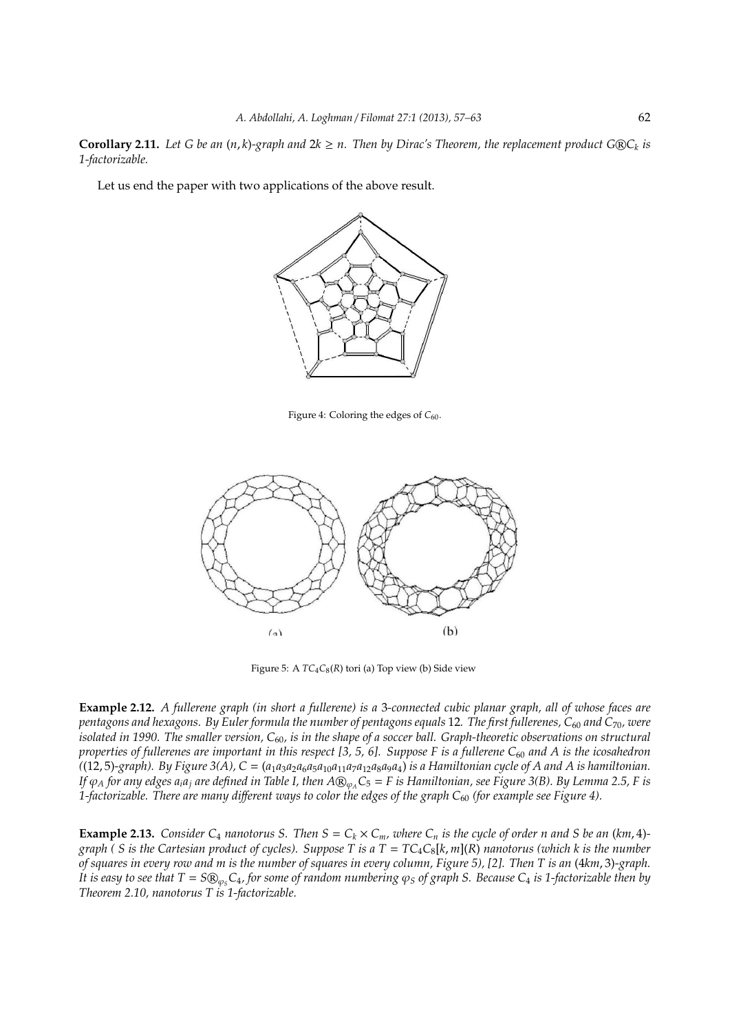**Corollary 2.11.** *Let $G$ be an $(n, k)$-graph and $2k \geq n$. Then by Dirac's Theorem, the replacement product $G \circledR C_k$ is 1-factorizable.*

Let us end the paper with two applications of the above result.

Figure 4: Coloring the edges of $C_{60}$.

Figure 5: A $TC_4C_8(R)$ tori (a) Top view (b) Side view

**Example 2.12.** *A fullerene graph (in short a fullerene) is a 3-connected cubic planar graph, all of whose faces are pentagons and hexagons. By Euler formula the number of pentagons equals 12. The first fullerenes, $C_{60}$ and $C_{70}$, were isolated in 1990. The smaller version, $C_{60}$, is in the shape of a soccer ball. Graph-theoretic observations on structural properties of fullerenes are important in this respect [3, 5, 6]. Suppose $F$ is a fullerene $C_{60}$ and $A$ is the icosahedron ((12, 5)-graph). By Figure 3(A), $C = (a_1a_3a_2a_6a_5a_{10}a_{11}a_7a_{12}a_8a_9a_4)$ is a Hamiltonian cycle of $A$ and $A$ is hamiltonian. If $\varphi_A$ for any edges $a_ia_j$ are defined in Table I, then $A \circledR_{\varphi_A} C_5 = F$ is Hamiltonian, see Figure 3(B). By Lemma 2.5, $F$ is 1-factorizable. There are many different ways to color the edges of the graph $C_{60}$ (for example see Figure 4).*

**Example 2.13.** *Consider $C_4$ nanotorus $S$. Then $S = C_k \times C_m$, where $C_n$ is the cycle of order $n$ and $S$ be an $(km, 4)$-graph ( $S$ is the Cartesian product of cycles). Suppose $T$ is a $T = TC_4C_8[k, m](R)$ nanotorus (which $k$ is the number of squares in every row and $m$ is the number of squares in every column, Figure 5), [2]. Then $T$ is an $(4km, 3)$-graph. It is easy to see that $T = S \circledR_{\varphi_S} C_4$, for some of random numbering $\varphi_S$ of graph $S$. Because $C_4$ is 1-factorizable then by Theorem 2.10, nanotorus $T$ is 1-factorizable.*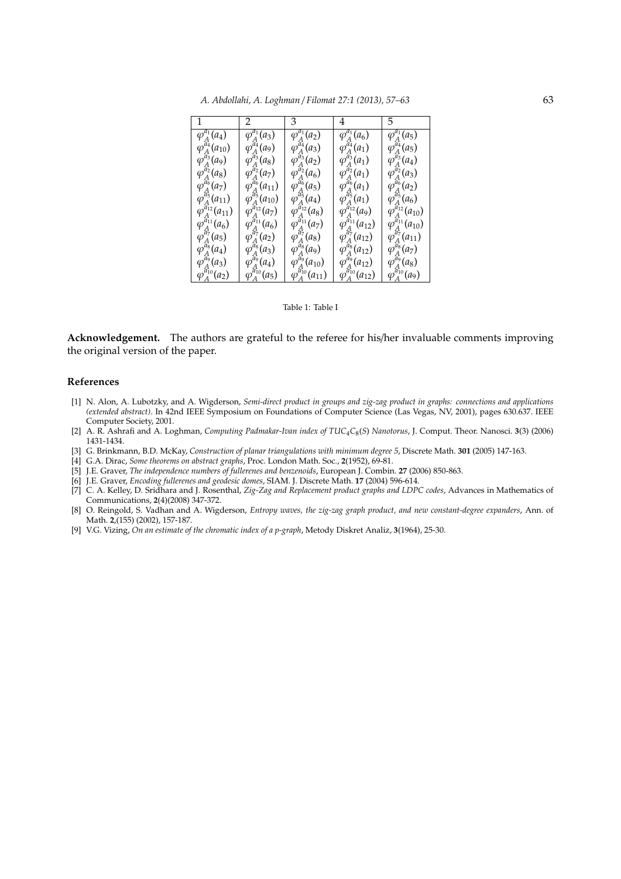| 1 | 2 | 3 | 4 | 5 |
|---|---|---|---|---|
| $\varphi_A^{a_1}(a_4)$ | $\varphi_A^{a_1}(a_3)$ | $\varphi_A^{a_1}(a_2)$ | $\varphi_A^{a_1}(a_6)$ | $\varphi_A^{a_1}(a_5)$ |
| $\varphi_A^{a_4}(a_{10})$ | $\varphi_A^{a_4}(a_9)$ | $\varphi_A^{a_4}(a_3)$ | $\varphi_A^{a_4}(a_1)$ | $\varphi_A^{a_4}(a_5)$ |
| $\varphi_A^{a_3}(a_9)$ | $\varphi_A^{a_3}(a_8)$ | $\varphi_A^{a_3}(a_2)$ | $\varphi_A^{a_3}(a_1)$ | $\varphi_A^{a_3}(a_4)$ |
| $\varphi_A^{a_2}(a_8)$ | $\varphi_A^{a_2}(a_7)$ | $\varphi_A^{a_2}(a_6)$ | $\varphi_A^{a_2}(a_1)$ | $\varphi_A^{a_2}(a_3)$ |
| $\varphi_A^{a_6}(a_7)$ | $\varphi_A^{a_6}(a_{11})$ | $\varphi_A^{a_6}(a_5)$ | $\varphi_A^{a_6}(a_1)$ | $\varphi_A^{a_6}(a_2)$ |
| $\varphi_A^{a_5}(a_{11})$ | $\varphi_A^{a_5}(a_{10})$ | $\varphi_A^{a_5}(a_4)$ | $\varphi_A^{a_5}(a_1)$ | $\varphi_A^{a_5}(a_6)$ |
| $\varphi_A^{a_{12}}(a_{11})$ | $\varphi_A^{a_{12}}(a_7)$ | $\varphi_A^{a_{12}}(a_8)$ | $\varphi_A^{a_{12}}(a_9)$ | $\varphi_A^{a_{12}}(a_{10})$ |
| $\varphi_A^{a_{11}}(a_6)$ | $\varphi_A^{a_{11}}(a_6)$ | $\varphi_A^{a_{11}}(a_7)$ | $\varphi_A^{a_{11}}(a_{12})$ | $\varphi_A^{a_{11}}(a_{10})$ |
| $\varphi_A^{a_7}(a_5)$ | $\varphi_A^{a_7}(a_2)$ | $\varphi_A^{a_7}(a_8)$ | $\varphi_A^{a_7}(a_{12})$ | $\varphi_A^{a_7}(a_{11})$ |
| $\varphi_A^{a_8}(a_4)$ | $\varphi_A^{a_8}(a_3)$ | $\varphi_A^{a_8}(a_9)$ | $\varphi_A^{a_8}(a_{12})$ | $\varphi_A^{a_8}(a_7)$ |
| $\varphi_A^{a_9}(a_3)$ | $\varphi_A^{a_9}(a_4)$ | $\varphi_A^{a_9}(a_{10})$ | $\varphi_A^{a_9}(a_{12})$ | $\varphi_A^{a_9}(a_8)$ |
| $\varphi_A^{a_{10}}(a_2)$ | $\varphi_A^{a_{10}}(a_5)$ | $\varphi_A^{a_{10}}(a_{11})$ | $\varphi_A^{a_{10}}(a_{12})$ | $\varphi_A^{a_{10}}(a_9)$ |

Table 1: Table I

**Acknowledgement.** The authors are grateful to the referee for his/her invaluable comments improving the original version of the paper.

## References

[1] N. Alon, A. Lubotzky, and A. Wigderson, *Semi-direct product in groups and zig-zag product in graphs: connections and applications (extended abstract)*. In 42nd IEEE Symposium on Foundations of Computer Science (Las Vegas, NV, 2001), pages 630.637. IEEE Computer Society, 2001.

[2] A. R. Ashrafi and A. Loghman, *Computing Padmakar-Ivan index of $TUC_4C_8(S)$ Nanotorus*, J. Comput. Theor. Nanosci. **3**(3) (2006) 1431-1434.

[3] G. Brinkmann, B.D. McKay, *Construction of planar triangulations with minimum degree 5*, Discrete Math. **301** (2005) 147-163.

[4] G.A. Dirac, *Some theorems on abstract graphs*, Proc. London Math. Soc., **2**(1952), 69-81.

[5] J.E. Graver, *The independence numbers of fullerenes and benzenoids*, European J. Combin. **27** (2006) 850-863.

[6] J.E. Graver, *Encoding fullerenes and geodesic domes*, SIAM. J. Discrete Math. **17** (2004) 596-614.

[7] C. A. Kelley, D. Sridhara and J. Rosenthal, *Zig-Zag and Replacement product graphs and LDPC codes*, Advances in Mathematics of Communications, **2**(4)(2008) 347-372.

[8] O. Reingold, S. Vadhan and A. Wigderson, *Entropy waves, the zig-zag graph product, and new constant-degree expanders*, Ann. of Math. **2**,(155) (2002), 157-187.

[9] V.G. Vizing, *On an estimate of the chromatic index of a p-graph*, Metody Diskret Analiz, **3**(1964), 25-30.